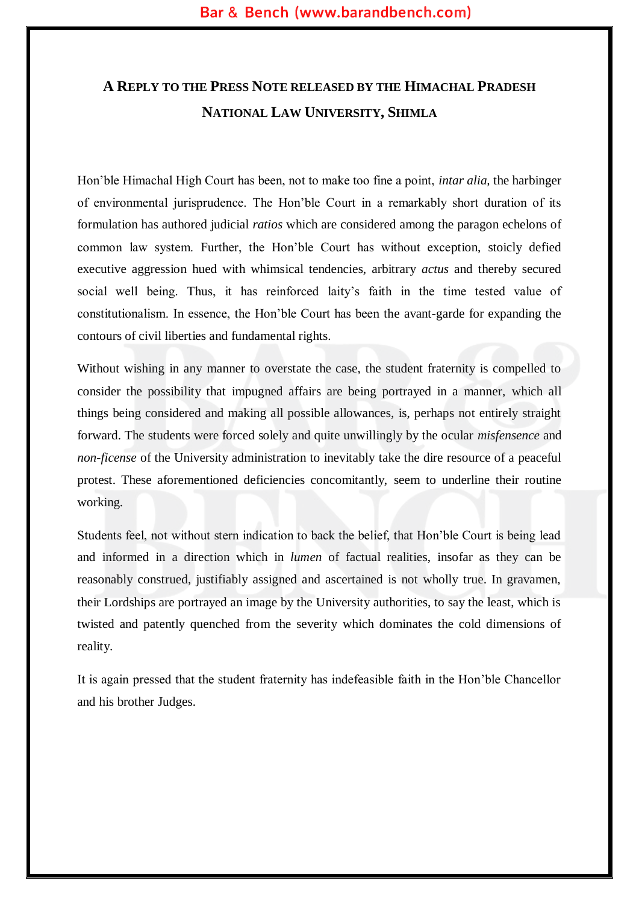# A Reply to the Press Note released by the Himachal Pradesh National Law University, Shimla

Hon'ble Himachal High Court has been, not to make too fine a point, *intar alia*, the harbinger of environmental jurisprudence. The Hon'ble Court in a remarkably short duration of its formulation has authored judicial *ratios* which are considered among the paragon echelons of common law system. Further, the Hon'ble Court has without exception, stoicly defied executive aggression hued with whimsical tendencies, arbitrary *actus* and thereby secured social well being. Thus, it has reinforced laity's faith in the time tested value of constitutionalism. In essence, the Hon'ble Court has been the avant-garde for expanding the contours of civil liberties and fundamental rights.

Without wishing in any manner to overstate the case, the student fraternity is compelled to consider the possibility that impugned affairs are being portrayed in a manner, which all things being considered and making all possible allowances, is, perhaps not entirely straight forward. The students were forced solely and quite unwillingly by the ocular *misfensence* and *non-ficense* of the University administration to inevitably take the dire resource of a peaceful protest. These aforementioned deficiencies concomitantly, seem to underline their routine working.

Students feel, not without stern indication to back the belief, that Hon'ble Court is being lead and informed in a direction which in *lumen* of factual realities, insofar as they can be reasonably construed, justifiably assigned and ascertained is not wholly true. In gravamen, their Lordships are portrayed an image by the University authorities, to say the least, which is twisted and patently quenched from the severity which dominates the cold dimensions of reality.

It is again pressed that the student fraternity has indefeasible faith in the Hon'ble Chancellor and his brother Judges.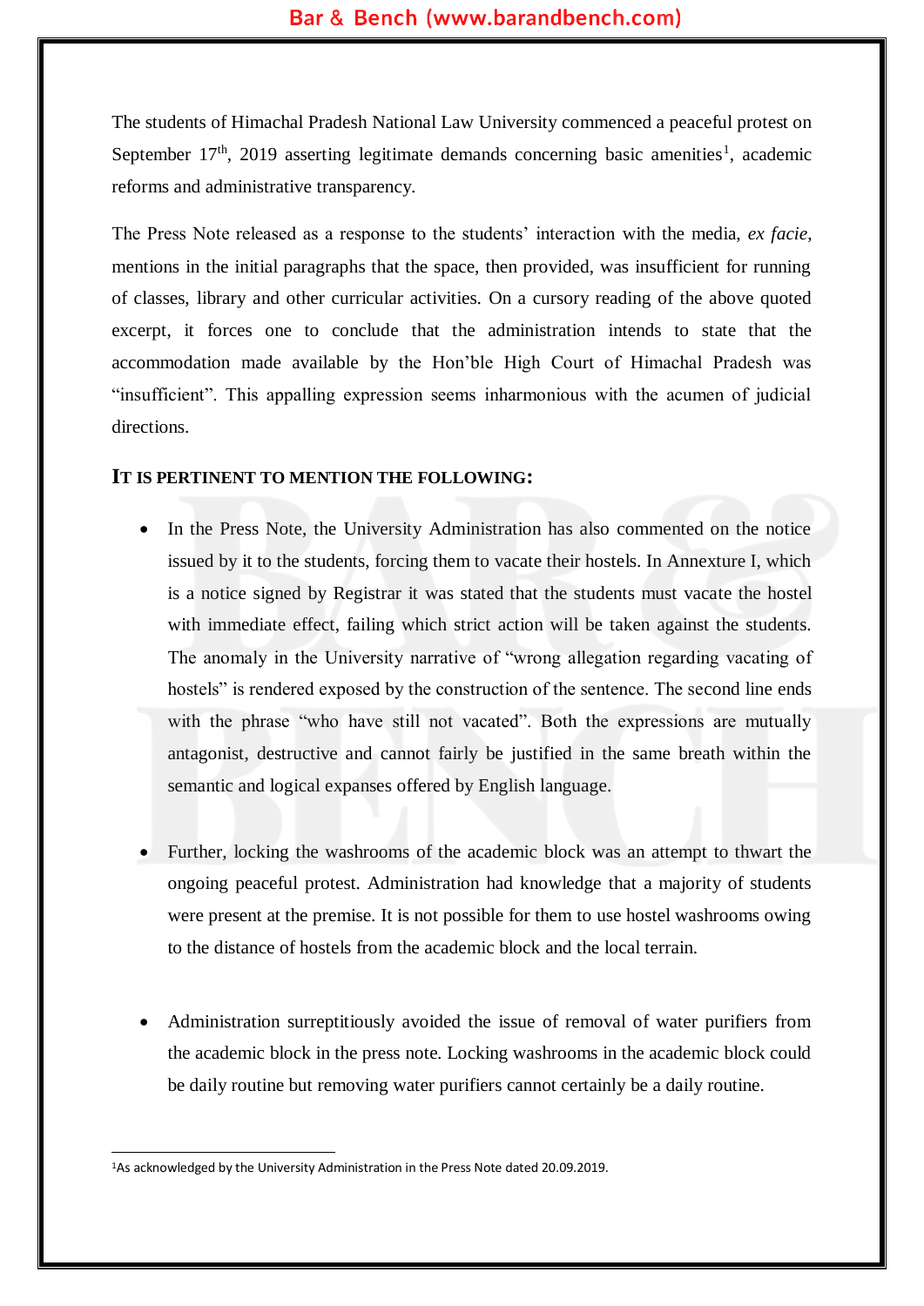The students of Himachal Pradesh National Law University commenced a peaceful protest on September 17th, 2019 asserting legitimate demands concerning basic amenities[1], academic reforms and administrative transparency.

The Press Note released as a response to the students' interaction with the media, *ex facie*, mentions in the initial paragraphs that the space, then provided, was insufficient for running of classes, library and other curricular activities. On a cursory reading of the above quoted excerpt, it forces one to conclude that the administration intends to state that the accommodation made available by the Hon'ble High Court of Himachal Pradesh was "insufficient". This appalling expression seems inharmonious with the acumen of judicial directions.

**IT IS PERTINENT TO MENTION THE FOLLOWING:**

- In the Press Note, the University Administration has also commented on the notice issued by it to the students, forcing them to vacate their hostels. In Annexure I, which is a notice signed by Registrar it was stated that the students must vacate the hostel with immediate effect, failing which strict action will be taken against the students. The anomaly in the University narrative of "wrong allegation regarding vacating of hostels" is rendered exposed by the construction of the sentence. The second line ends with the phrase "who have still not vacated". Both the expressions are mutually antagonist, destructive and cannot fairly be justified in the same breath within the semantic and logical expanses offered by English language.

- Further, locking the washrooms of the academic block was an attempt to thwart the ongoing peaceful protest. Administration had knowledge that a majority of students were present at the premise. It is not possible for them to use hostel washrooms owing to the distance of hostels from the academic block and the local terrain.

- Administration surreptitiously avoided the issue of removal of water purifiers from the academic block in the press note. Locking washrooms in the academic block could be daily routine but removing water purifiers cannot certainly be a daily routine.

[1] As acknowledged by the University Administration in the Press Note dated 20.09.2019.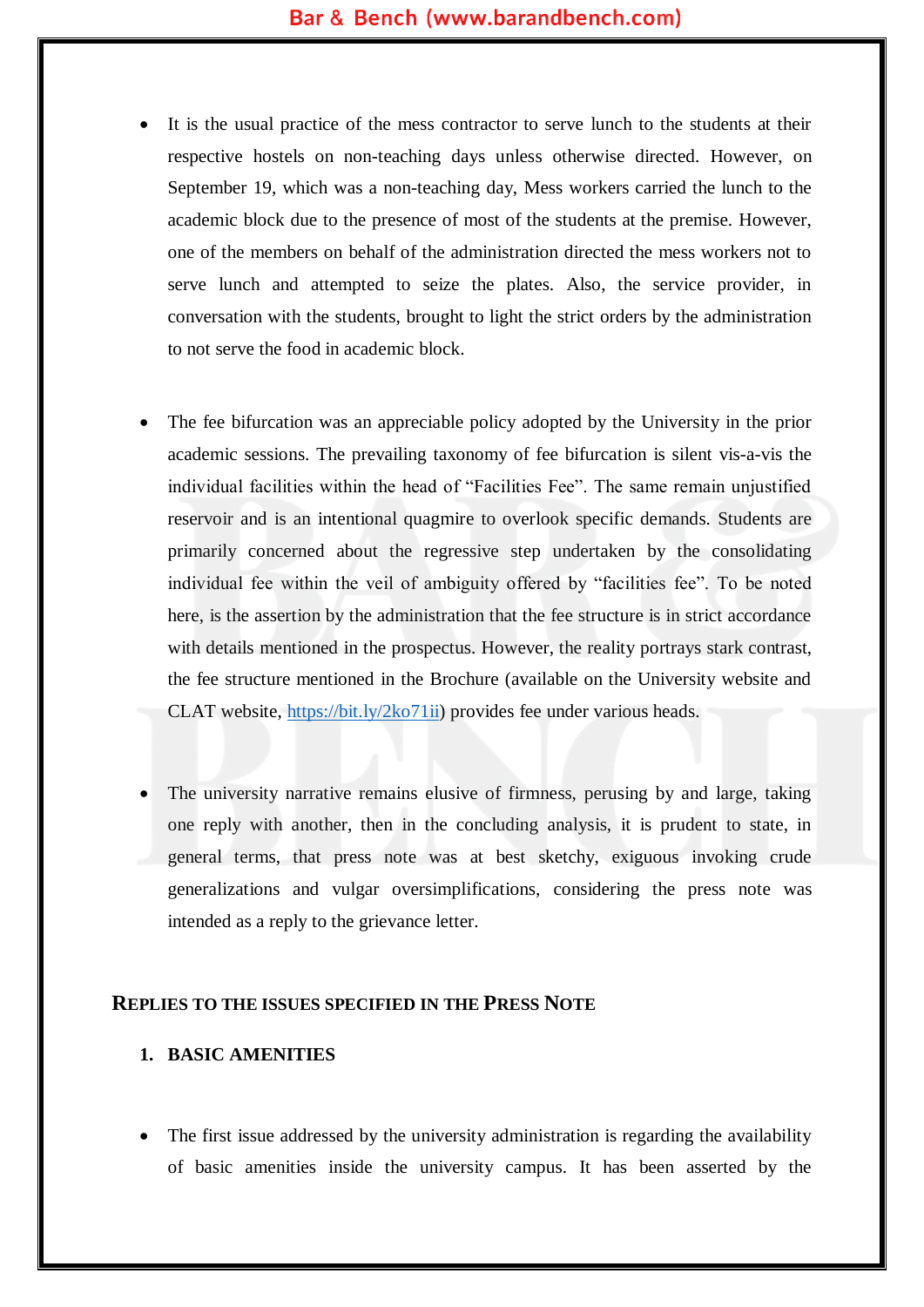- It is the usual practice of the mess contractor to serve lunch to the students at their respective hostels on non-teaching days unless otherwise directed. However, on September 19, which was a non-teaching day, Mess workers carried the lunch to the academic block due to the presence of most of the students at the premise. However, one of the members on behalf of the administration directed the mess workers not to serve lunch and attempted to seize the plates. Also, the service provider, in conversation with the students, brought to light the strict orders by the administration to not serve the food in academic block.

- The fee bifurcation was an appreciable policy adopted by the University in the prior academic sessions. The prevailing taxonomy of fee bifurcation is silent vis-a-vis the individual facilities within the head of "Facilities Fee". The same remain unjustified reservoir and is an intentional quagmire to overlook specific demands. Students are primarily concerned about the regressive step undertaken by the consolidating individual fee within the veil of ambiguity offered by "facilities fee". To be noted here, is the assertion by the administration that the fee structure is in strict accordance with details mentioned in the prospectus. However, the reality portrays stark contrast, the fee structure mentioned in the Brochure (available on the University website and CLAT website, [https://bit.ly/2ko71ii](https://bit.ly/2ko71ii)) provides fee under various heads.

- The university narrative remains elusive of firmness, perusing by and large, taking one reply with another, then in the concluding analysis, it is prudent to state, in general terms, that press note was at best sketchy, exiguous invoking crude generalizations and vulgar oversimplifications, considering the press note was intended as a reply to the grievance letter.

## REPLIES TO THE ISSUES SPECIFIED IN THE PRESS NOTE

### 1. BASIC AMENITIES

- The first issue addressed by the university administration is regarding the availability of basic amenities inside the university campus. It has been asserted by the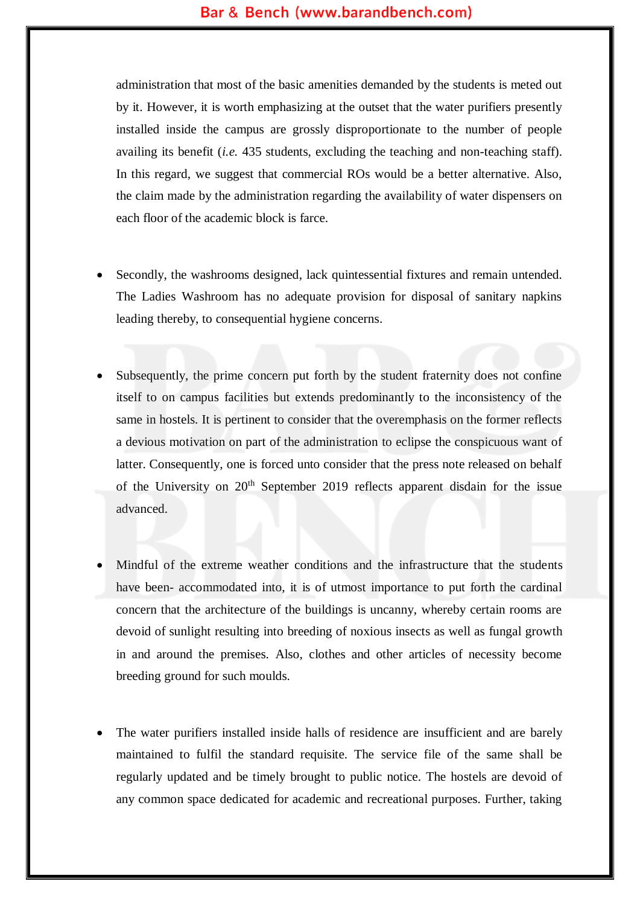administration that most of the basic amenities demanded by the students is meted out by it. However, it is worth emphasizing at the outset that the water purifiers presently installed inside the campus are grossly disproportionate to the number of people availing its benefit (*i.e.* 435 students, excluding the teaching and non-teaching staff). In this regard, we suggest that commercial ROs would be a better alternative. Also, the claim made by the administration regarding the availability of water dispensers on each floor of the academic block is farce.

- Secondly, the washrooms designed, lack quintessential fixtures and remain untended. The Ladies Washroom has no adequate provision for disposal of sanitary napkins leading thereby, to consequential hygiene concerns.

- Subsequently, the prime concern put forth by the student fraternity does not confine itself to on campus facilities but extends predominantly to the inconsistency of the same in hostels. It is pertinent to consider that the overemphasis on the former reflects a devious motivation on part of the administration to eclipse the conspicuous want of latter. Consequently, one is forced unto consider that the press note released on behalf of the University on 20th September 2019 reflects apparent disdain for the issue advanced.

- Mindful of the extreme weather conditions and the infrastructure that the students have been- accommodated into, it is of utmost importance to put forth the cardinal concern that the architecture of the buildings is uncanny, whereby certain rooms are devoid of sunlight resulting into breeding of noxious insects as well as fungal growth in and around the premises. Also, clothes and other articles of necessity become breeding ground for such moulds.

- The water purifiers installed inside halls of residence are insufficient and are barely maintained to fulfil the standard requisite. The service file of the same shall be regularly updated and be timely brought to public notice. The hostels are devoid of any common space dedicated for academic and recreational purposes. Further, taking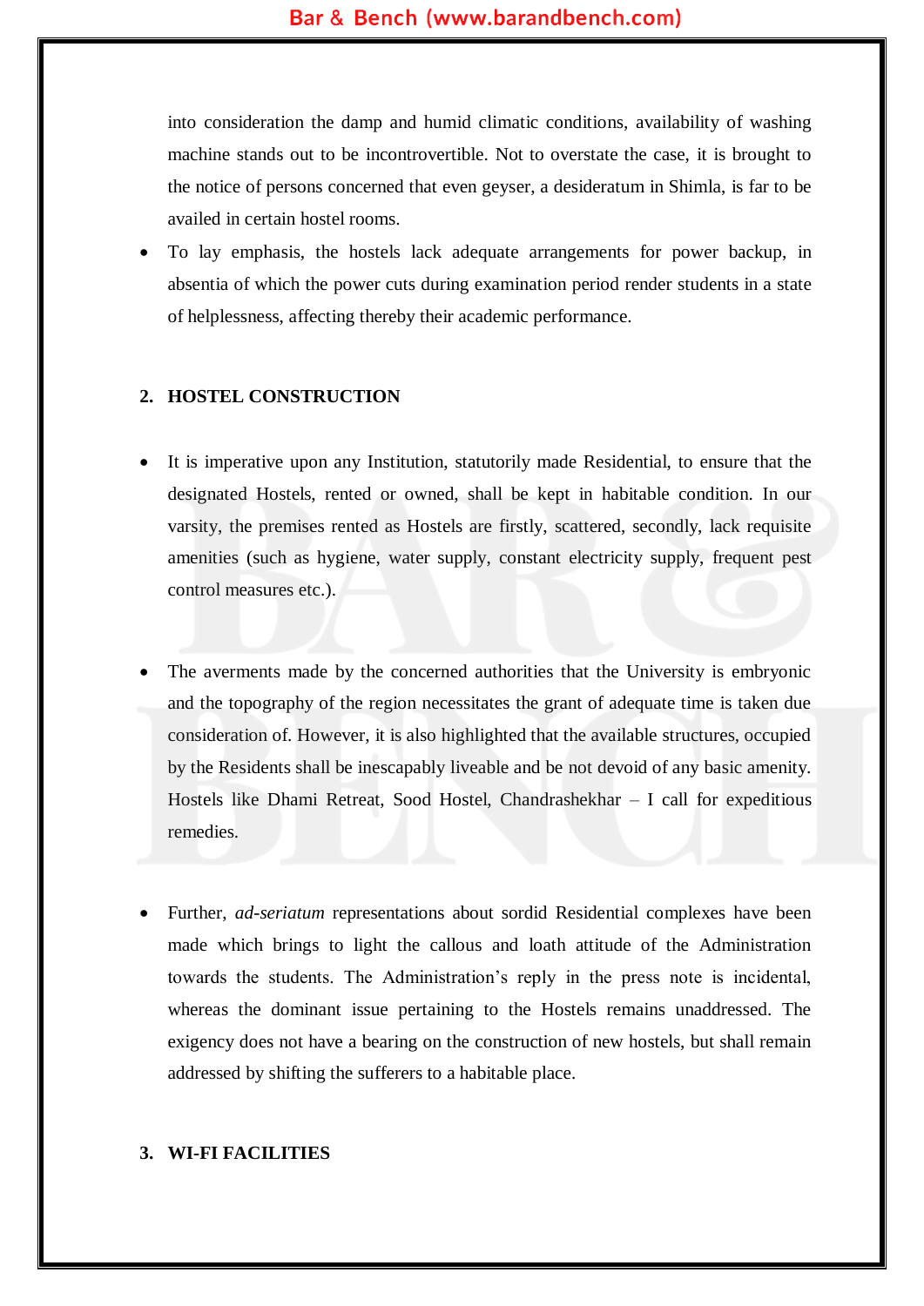into consideration the damp and humid climatic conditions, availability of washing machine stands out to be incontrovertible. Not to overstate the case, it is brought to the notice of persons concerned that even geyser, a desideratum in Shimla, is far to be availed in certain hostel rooms.

- To lay emphasis, the hostels lack adequate arrangements for power backup, in absentia of which the power cuts during examination period render students in a state of helplessness, affecting thereby their academic performance.

## 2. HOSTEL CONSTRUCTION

- It is imperative upon any Institution, statutorily made Residential, to ensure that the designated Hostels, rented or owned, shall be kept in habitable condition. In our varsity, the premises rented as Hostels are firstly, scattered, secondly, lack requisite amenities (such as hygiene, water supply, constant electricity supply, frequent pest control measures etc.).

- The averments made by the concerned authorities that the University is embryonic and the topography of the region necessitates the grant of adequate time is taken due consideration of. However, it is also highlighted that the available structures, occupied by the Residents shall be inescapably liveable and be not devoid of any basic amenity. Hostels like Dhami Retreat, Sood Hostel, Chandrashekhar – I call for expeditious remedies.

- Further, *ad-seriatum* representations about sordid Residential complexes have been made which brings to light the callous and loath attitude of the Administration towards the students. The Administration's reply in the press note is incidental, whereas the dominant issue pertaining to the Hostels remains unaddressed. The exigency does not have a bearing on the construction of new hostels, but shall remain addressed by shifting the sufferers to a habitable place.

## 3. WI-FI FACILITIES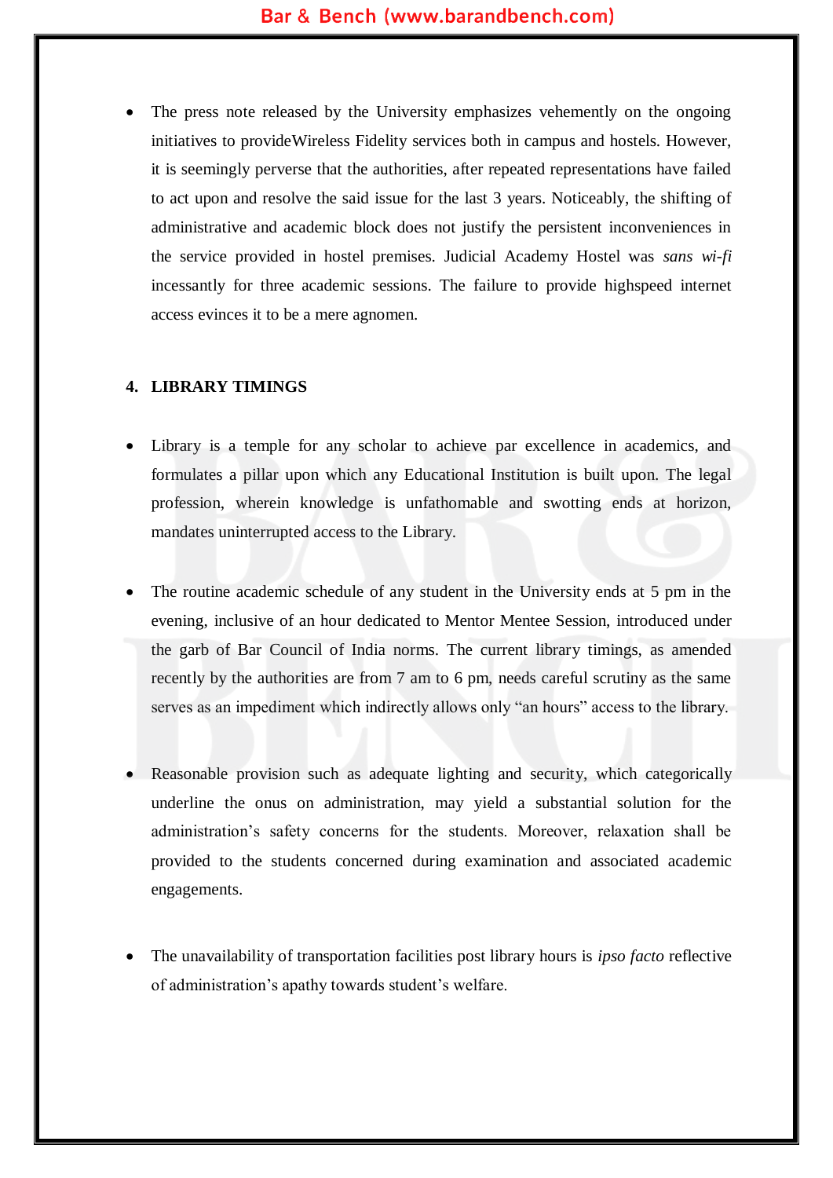- The press note released by the University emphasizes vehemently on the ongoing initiatives to provideWireless Fidelity services both in campus and hostels. However, it is seemingly perverse that the authorities, after repeated representations have failed to act upon and resolve the said issue for the last 3 years. Noticeably, the shifting of administrative and academic block does not justify the persistent inconveniences in the service provided in hostel premises. Judicial Academy Hostel was *sans wi-fi* incessantly for three academic sessions. The failure to provide highspeed internet access evinces it to be a mere agnomen.

**4. LIBRARY TIMINGS**

- Library is a temple for any scholar to achieve par excellence in academics, and formulates a pillar upon which any Educational Institution is built upon. The legal profession, wherein knowledge is unfathomable and swotting ends at horizon, mandates uninterrupted access to the Library.

- The routine academic schedule of any student in the University ends at 5 pm in the evening, inclusive of an hour dedicated to Mentor Mentee Session, introduced under the garb of Bar Council of India norms. The current library timings, as amended recently by the authorities are from 7 am to 6 pm, needs careful scrutiny as the same serves as an impediment which indirectly allows only "an hours" access to the library.

- Reasonable provision such as adequate lighting and security, which categorically underline the onus on administration, may yield a substantial solution for the administration's safety concerns for the students. Moreover, relaxation shall be provided to the students concerned during examination and associated academic engagements.

- The unavailability of transportation facilities post library hours is *ipso facto* reflective of administration's apathy towards student's welfare.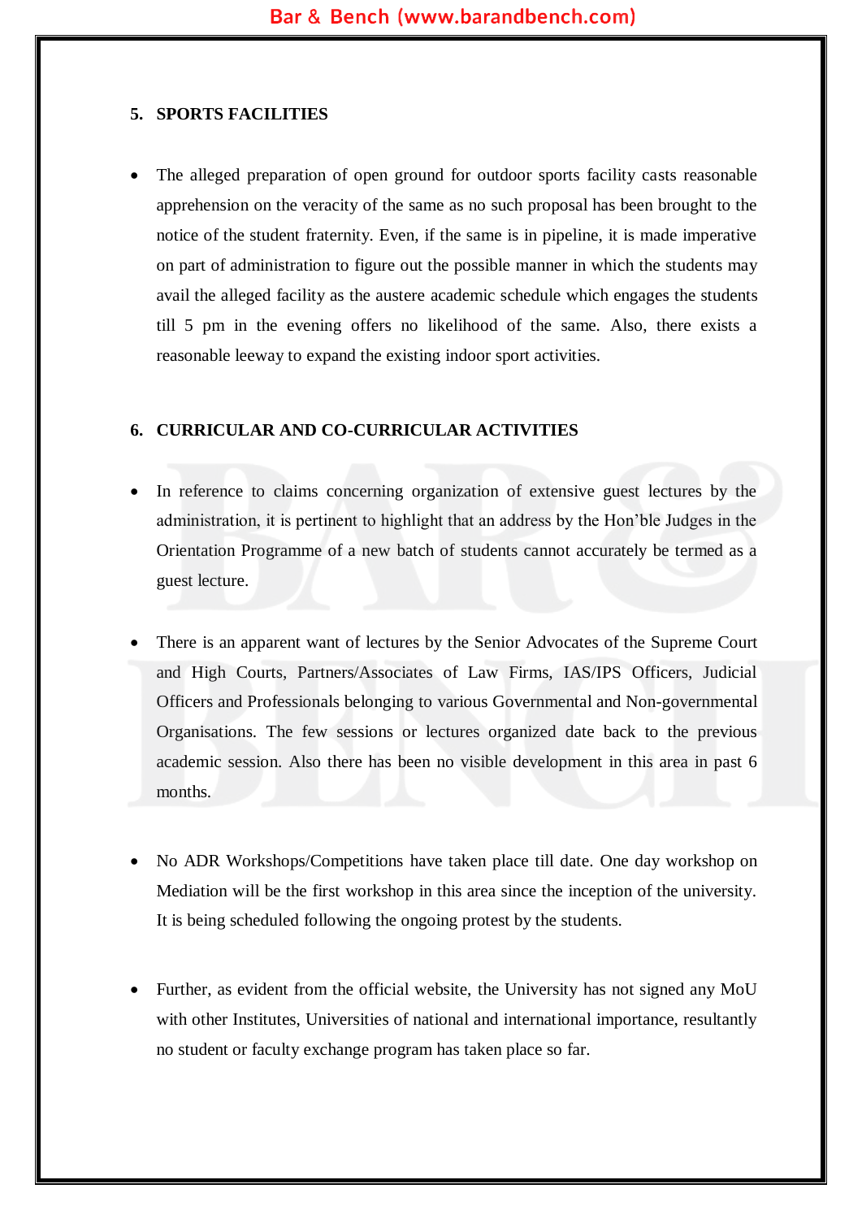## 5. SPORTS FACILITIES

- The alleged preparation of open ground for outdoor sports facility casts reasonable apprehension on the veracity of the same as no such proposal has been brought to the notice of the student fraternity. Even, if the same is in pipeline, it is made imperative on part of administration to figure out the possible manner in which the students may avail the alleged facility as the austere academic schedule which engages the students till 5 pm in the evening offers no likelihood of the same. Also, there exists a reasonable leeway to expand the existing indoor sport activities.

## 6. CURRICULAR AND CO-CURRICULAR ACTIVITIES

- In reference to claims concerning organization of extensive guest lectures by the administration, it is pertinent to highlight that an address by the Hon'ble Judges in the Orientation Programme of a new batch of students cannot accurately be termed as a guest lecture.

- There is an apparent want of lectures by the Senior Advocates of the Supreme Court and High Courts, Partners/Associates of Law Firms, IAS/IPS Officers, Judicial Officers and Professionals belonging to various Governmental and Non-governmental Organisations. The few sessions or lectures organized date back to the previous academic session. Also there has been no visible development in this area in past 6 months.

- No ADR Workshops/Competitions have taken place till date. One day workshop on Mediation will be the first workshop in this area since the inception of the university. It is being scheduled following the ongoing protest by the students.

- Further, as evident from the official website, the University has not signed any MoU with other Institutes, Universities of national and international importance, resultantly no student or faculty exchange program has taken place so far.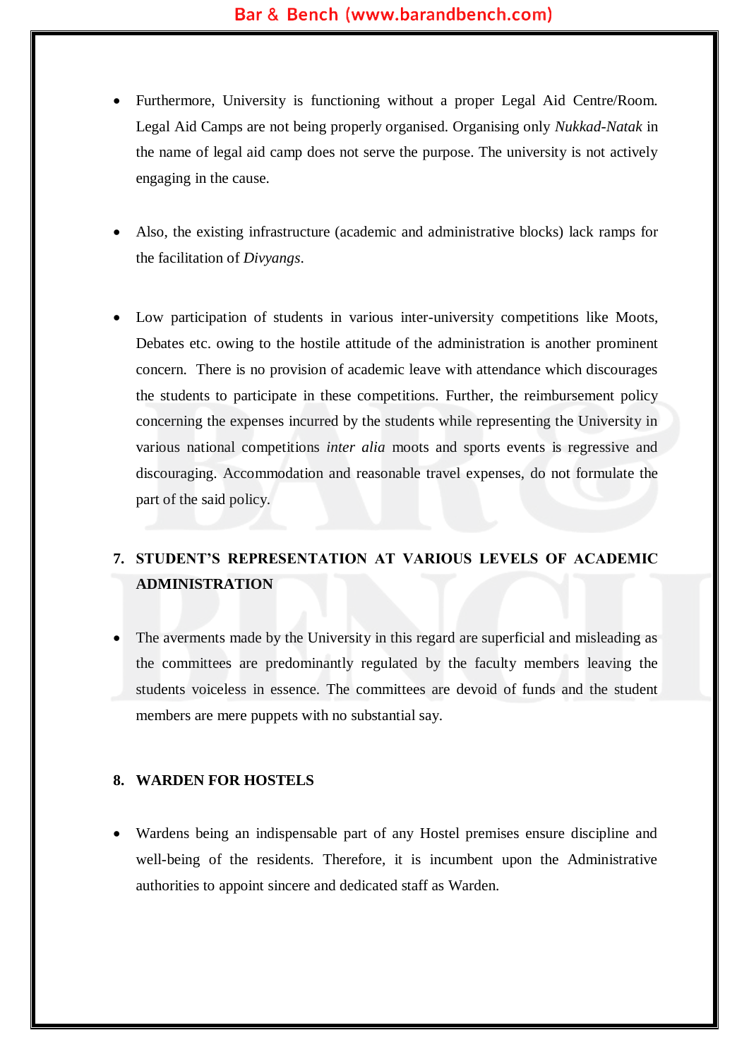- Furthermore, University is functioning without a proper Legal Aid Centre/Room. Legal Aid Camps are not being properly organised. Organising only *Nukkad-Natak* in the name of legal aid camp does not serve the purpose. The university is not actively engaging in the cause.

- Also, the existing infrastructure (academic and administrative blocks) lack ramps for the facilitation of *Divyangs*.

- Low participation of students in various inter-university competitions like Moots, Debates etc. owing to the hostile attitude of the administration is another prominent concern. There is no provision of academic leave with attendance which discourages the students to participate in these competitions. Further, the reimbursement policy concerning the expenses incurred by the students while representing the University in various national competitions *inter alia* moots and sports events is regressive and discouraging. Accommodation and reasonable travel expenses, do not formulate the part of the said policy.

## 7. STUDENT'S REPRESENTATION AT VARIOUS LEVELS OF ACADEMIC ADMINISTRATION

- The averments made by the University in this regard are superficial and misleading as the committees are predominantly regulated by the faculty members leaving the students voiceless in essence. The committees are devoid of funds and the student members are mere puppets with no substantial say.

## 8. WARDEN FOR HOSTELS

- Wardens being an indispensable part of any Hostel premises ensure discipline and well-being of the residents. Therefore, it is incumbent upon the Administrative authorities to appoint sincere and dedicated staff as Warden.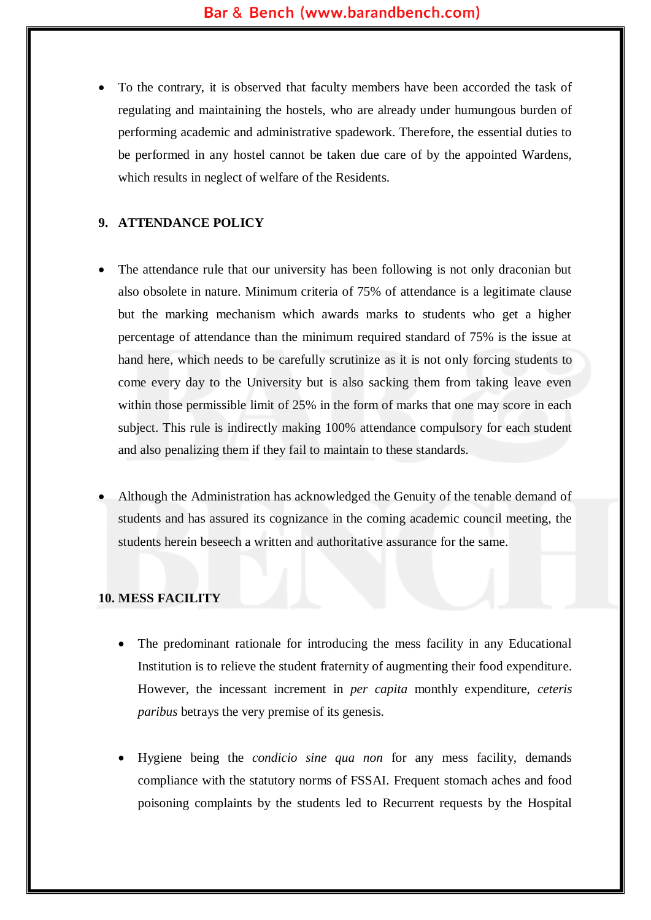- To the contrary, it is observed that faculty members have been accorded the task of regulating and maintaining the hostels, who are already under humungous burden of performing academic and administrative spadework. Therefore, the essential duties to be performed in any hostel cannot be taken due care of by the appointed Wardens, which results in neglect of welfare of the Residents.

**9. ATTENDANCE POLICY**

- The attendance rule that our university has been following is not only draconian but also obsolete in nature. Minimum criteria of 75% of attendance is a legitimate clause but the marking mechanism which awards marks to students who get a higher percentage of attendance than the minimum required standard of 75% is the issue at hand here, which needs to be carefully scrutinize as it is not only forcing students to come every day to the University but is also sacking them from taking leave even within those permissible limit of 25% in the form of marks that one may score in each subject. This rule is indirectly making 100% attendance compulsory for each student and also penalizing them if they fail to maintain to these standards.

- Although the Administration has acknowledged the Genuity of the tenable demand of students and has assured its cognizance in the coming academic council meeting, the students herein beseech a written and authoritative assurance for the same.

**10. MESS FACILITY**

- The predominant rationale for introducing the mess facility in any Educational Institution is to relieve the student fraternity of augmenting their food expenditure. However, the incessant increment in *per capita* monthly expenditure, *ceteris paribus* betrays the very premise of its genesis.

- Hygiene being the *condicio sine qua non* for any mess facility, demands compliance with the statutory norms of FSSAI. Frequent stomach aches and food poisoning complaints by the students led to Recurrent requests by the Hospital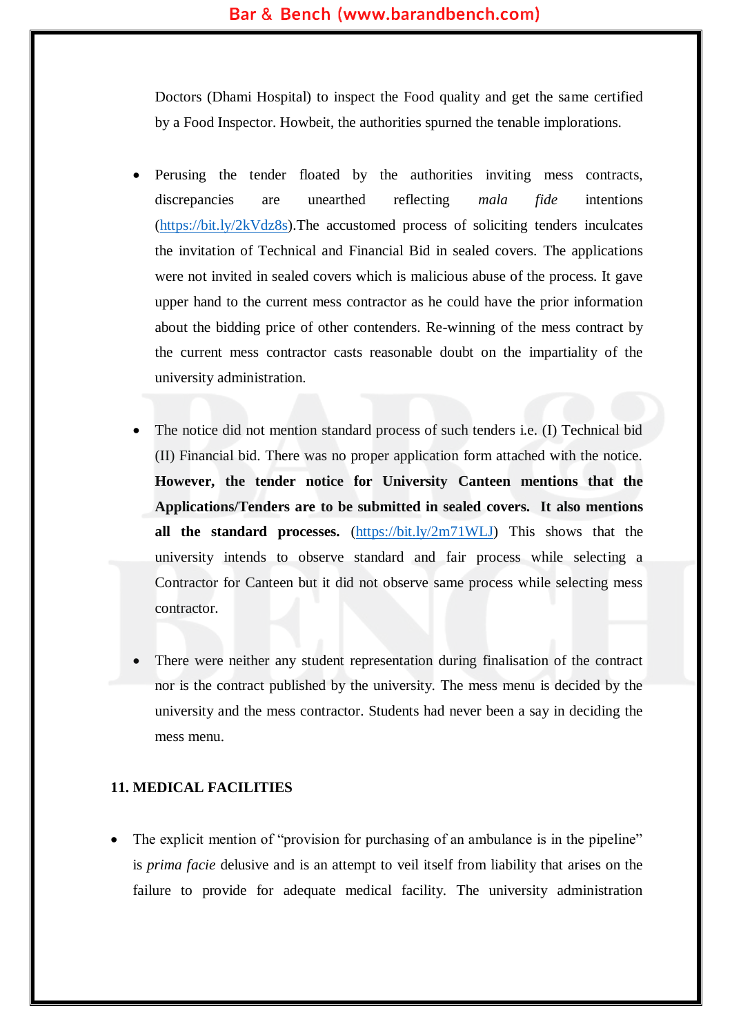Doctors (Dhami Hospital) to inspect the Food quality and get the same certified by a Food Inspector. Howbeit, the authorities spurned the tenable implorations.

- Perusing the tender floated by the authorities inviting mess contracts, discrepancies are unearthed reflecting *mala fide* intentions (https://bit.ly/2kVdz8s).The accustomed process of soliciting tenders inculcates the invitation of Technical and Financial Bid in sealed covers. The applications were not invited in sealed covers which is malicious abuse of the process. It gave upper hand to the current mess contractor as he could have the prior information about the bidding price of other contenders. Re-winning of the mess contract by the current mess contractor casts reasonable doubt on the impartiality of the university administration.

- The notice did not mention standard process of such tenders i.e. (I) Technical bid (II) Financial bid. There was no proper application form attached with the notice. **However, the tender notice for University Canteen mentions that the Applications/Tenders are to be submitted in sealed covers. It also mentions all the standard processes.** (https://bit.ly/2m71WLJ) This shows that the university intends to observe standard and fair process while selecting a Contractor for Canteen but it did not observe same process while selecting mess contractor.

- There were neither any student representation during finalisation of the contract nor is the contract published by the university. The mess menu is decided by the university and the mess contractor. Students had never been a say in deciding the mess menu.

**11. MEDICAL FACILITIES**

- The explicit mention of "provision for purchasing of an ambulance is in the pipeline" is *prima facie* delusive and is an attempt to veil itself from liability that arises on the failure to provide for adequate medical facility. The university administration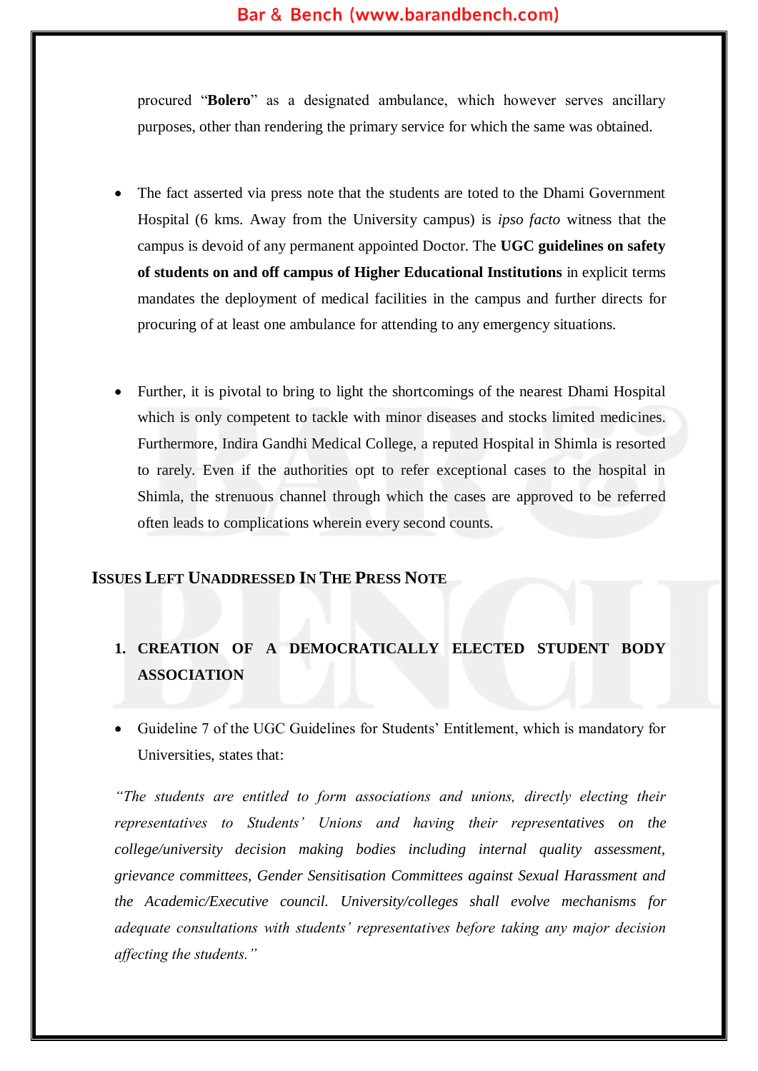procured "**Bolero**" as a designated ambulance, which however serves ancillary purposes, other than rendering the primary service for which the same was obtained.

- The fact asserted via press note that the students are toted to the Dhami Government Hospital (6 kms. Away from the University campus) is *ipso facto* witness that the campus is devoid of any permanent appointed Doctor. The **UGC guidelines on safety of students on and off campus of Higher Educational Institutions** in explicit terms mandates the deployment of medical facilities in the campus and further directs for procuring of at least one ambulance for attending to any emergency situations.

- Further, it is pivotal to bring to light the shortcomings of the nearest Dhami Hospital which is only competent to tackle with minor diseases and stocks limited medicines. Furthermore, Indira Gandhi Medical College, a reputed Hospital in Shimla is resorted to rarely. Even if the authorities opt to refer exceptional cases to the hospital in Shimla, the strenuous channel through which the cases are approved to be referred often leads to complications wherein every second counts.

## Issues Left Unaddressed In The Press Note

1. **CREATION OF A DEMOCRATICALLY ELECTED STUDENT BODY ASSOCIATION**

- Guideline 7 of the UGC Guidelines for Students' Entitlement, which is mandatory for Universities, states that:

*"The students are entitled to form associations and unions, directly electing their representatives to Students' Unions and having their representatives on the college/university decision making bodies including internal quality assessment, grievance committees, Gender Sensitisation Committees against Sexual Harassment and the Academic/Executive council. University/colleges shall evolve mechanisms for adequate consultations with students' representatives before taking any major decision affecting the students."*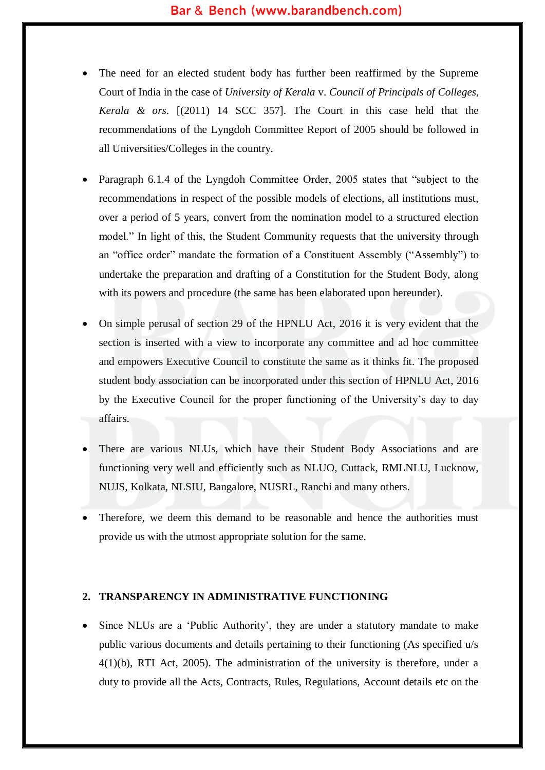- The need for an elected student body has further been reaffirmed by the Supreme Court of India in the case of *University of Kerala* v. *Council of Principals of Colleges, Kerala & ors*. [(2011) 14 SCC 357]. The Court in this case held that the recommendations of the Lyngdoh Committee Report of 2005 should be followed in all Universities/Colleges in the country.

- Paragraph 6.1.4 of the Lyngdoh Committee Order, 2005 states that "subject to the recommendations in respect of the possible models of elections, all institutions must, over a period of 5 years, convert from the nomination model to a structured election model." In light of this, the Student Community requests that the university through an "office order" mandate the formation of a Constituent Assembly ("Assembly") to undertake the preparation and drafting of a Constitution for the Student Body, along with its powers and procedure (the same has been elaborated upon hereunder).

- On simple perusal of section 29 of the HPNLU Act, 2016 it is very evident that the section is inserted with a view to incorporate any committee and ad hoc committee and empowers Executive Council to constitute the same as it thinks fit. The proposed student body association can be incorporated under this section of HPNLU Act, 2016 by the Executive Council for the proper functioning of the University's day to day affairs.

- There are various NLUs, which have their Student Body Associations and are functioning very well and efficiently such as NLUO, Cuttack, RMLNLU, Lucknow, NUJS, Kolkata, NLSIU, Bangalore, NUSRL, Ranchi and many others.

- Therefore, we deem this demand to be reasonable and hence the authorities must provide us with the utmost appropriate solution for the same.

## 2. TRANSPARENCY IN ADMINISTRATIVE FUNCTIONING

- Since NLUs are a 'Public Authority', they are under a statutory mandate to make public various documents and details pertaining to their functioning (As specified u/s 4(1)(b), RTI Act, 2005). The administration of the university is therefore, under a duty to provide all the Acts, Contracts, Rules, Regulations, Account details etc on the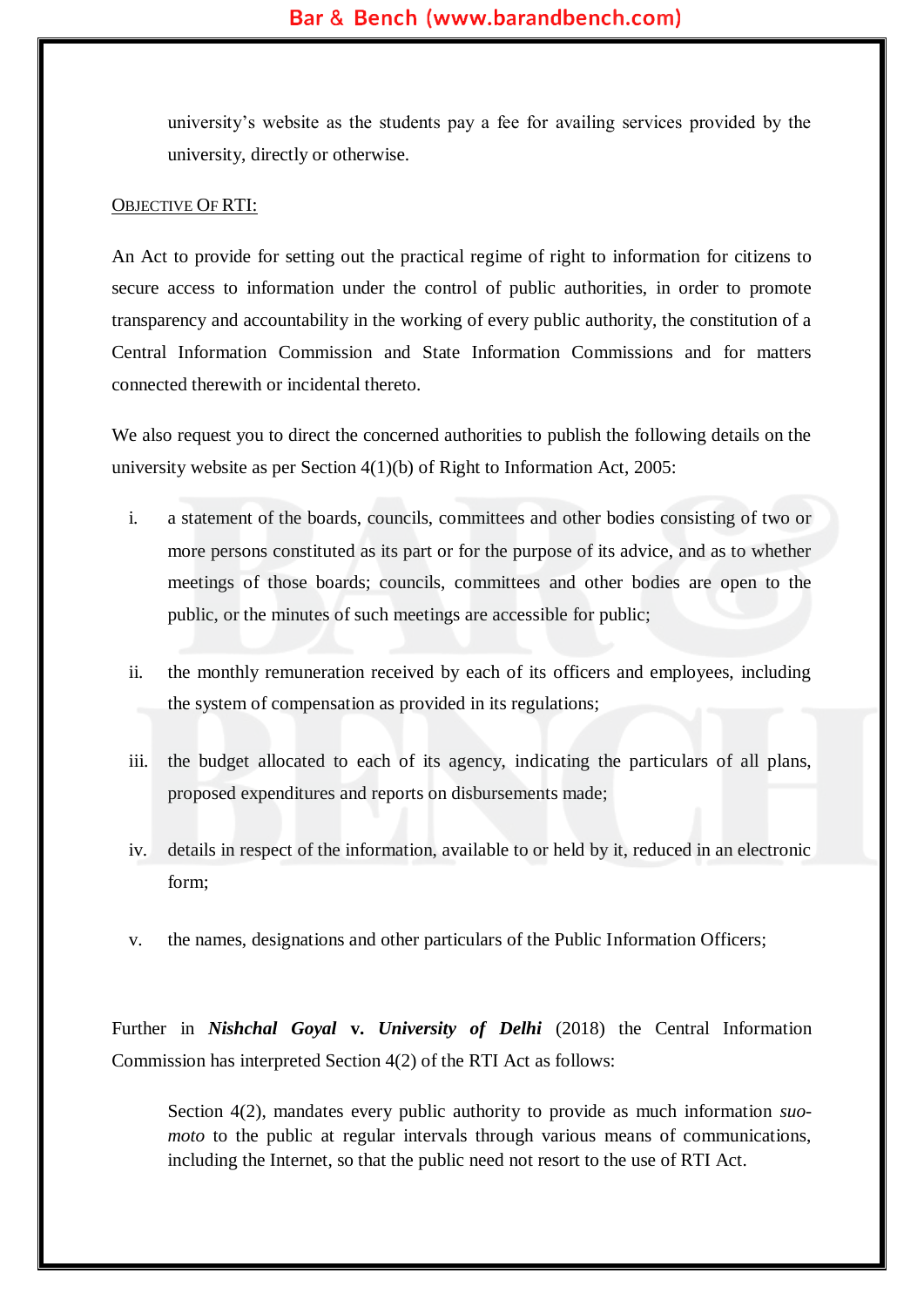university's website as the students pay a fee for availing services provided by the university, directly or otherwise.

<u>OBJECTIVE OF RTI:</u>

An Act to provide for setting out the practical regime of right to information for citizens to secure access to information under the control of public authorities, in order to promote transparency and accountability in the working of every public authority, the constitution of a Central Information Commission and State Information Commissions and for matters connected therewith or incidental thereto.

We also request you to direct the concerned authorities to publish the following details on the university website as per Section 4(1)(b) of Right to Information Act, 2005:

i. a statement of the boards, councils, committees and other bodies consisting of two or more persons constituted as its part or for the purpose of its advice, and as to whether meetings of those boards; councils, committees and other bodies are open to the public, or the minutes of such meetings are accessible for public;

ii. the monthly remuneration received by each of its officers and employees, including the system of compensation as provided in its regulations;

iii. the budget allocated to each of its agency, indicating the particulars of all plans, proposed expenditures and reports on disbursements made;

iv. details in respect of the information, available to or held by it, reduced in an electronic form;

v. the names, designations and other particulars of the Public Information Officers;

Further in ***Nishchal Goyal*** **v.** ***University of Delhi*** (2018) the Central Information Commission has interpreted Section 4(2) of the RTI Act as follows:

> Section 4(2), mandates every public authority to provide as much information *suo-moto* to the public at regular intervals through various means of communications, including the Internet, so that the public need not resort to the use of RTI Act.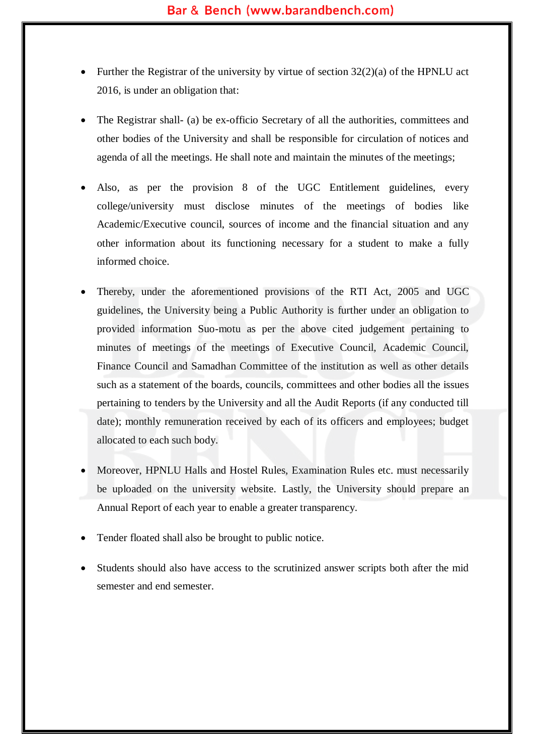- Further the Registrar of the university by virtue of section 32(2)(a) of the HPNLU act 2016, is under an obligation that:

- The Registrar shall- (a) be ex-officio Secretary of all the authorities, committees and other bodies of the University and shall be responsible for circulation of notices and agenda of all the meetings. He shall note and maintain the minutes of the meetings;

- Also, as per the provision 8 of the UGC Entitlement guidelines, every college/university must disclose minutes of the meetings of bodies like Academic/Executive council, sources of income and the financial situation and any other information about its functioning necessary for a student to make a fully informed choice.

- Thereby, under the aforementioned provisions of the RTI Act, 2005 and UGC guidelines, the University being a Public Authority is further under an obligation to provided information Suo-motu as per the above cited judgement pertaining to minutes of meetings of the meetings of Executive Council, Academic Council, Finance Council and Samadhan Committee of the institution as well as other details such as a statement of the boards, councils, committees and other bodies all the issues pertaining to tenders by the University and all the Audit Reports (if any conducted till date); monthly remuneration received by each of its officers and employees; budget allocated to each such body.

- Moreover, HPNLU Halls and Hostel Rules, Examination Rules etc. must necessarily be uploaded on the university website. Lastly, the University should prepare an Annual Report of each year to enable a greater transparency.

- Tender floated shall also be brought to public notice.

- Students should also have access to the scrutinized answer scripts both after the mid semester and end semester.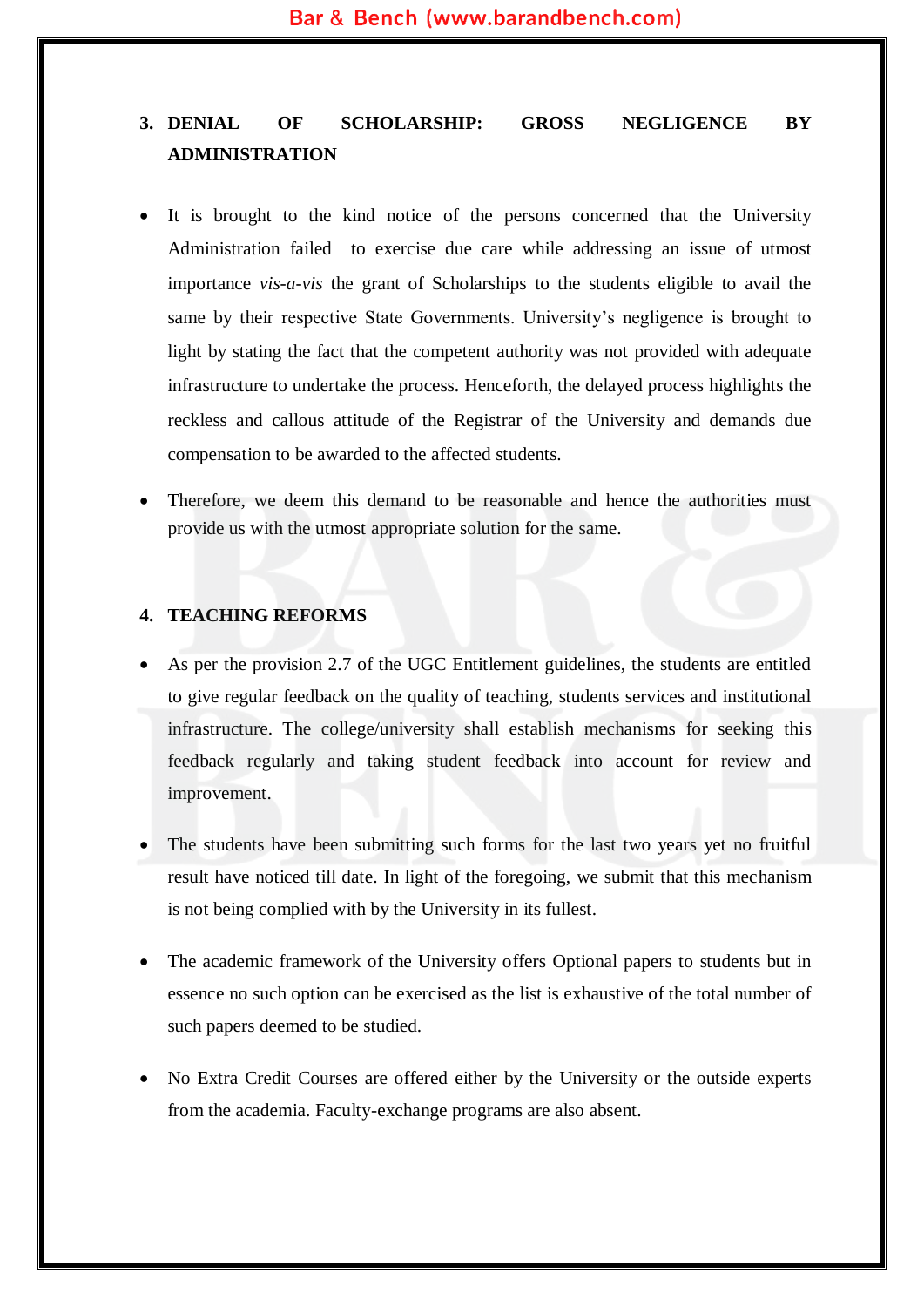## 3. DENIAL OF SCHOLARSHIP: GROSS NEGLIGENCE BY ADMINISTRATION

- It is brought to the kind notice of the persons concerned that the University Administration failed to exercise due care while addressing an issue of utmost importance *vis-a-vis* the grant of Scholarships to the students eligible to avail the same by their respective State Governments. University's negligence is brought to light by stating the fact that the competent authority was not provided with adequate infrastructure to undertake the process. Henceforth, the delayed process highlights the reckless and callous attitude of the Registrar of the University and demands due compensation to be awarded to the affected students.

- Therefore, we deem this demand to be reasonable and hence the authorities must provide us with the utmost appropriate solution for the same.

## 4. TEACHING REFORMS

- As per the provision 2.7 of the UGC Entitlement guidelines, the students are entitled to give regular feedback on the quality of teaching, students services and institutional infrastructure. The college/university shall establish mechanisms for seeking this feedback regularly and taking student feedback into account for review and improvement.

- The students have been submitting such forms for the last two years yet no fruitful result have noticed till date. In light of the foregoing, we submit that this mechanism is not being complied with by the University in its fullest.

- The academic framework of the University offers Optional papers to students but in essence no such option can be exercised as the list is exhaustive of the total number of such papers deemed to be studied.

- No Extra Credit Courses are offered either by the University or the outside experts from the academia. Faculty-exchange programs are also absent.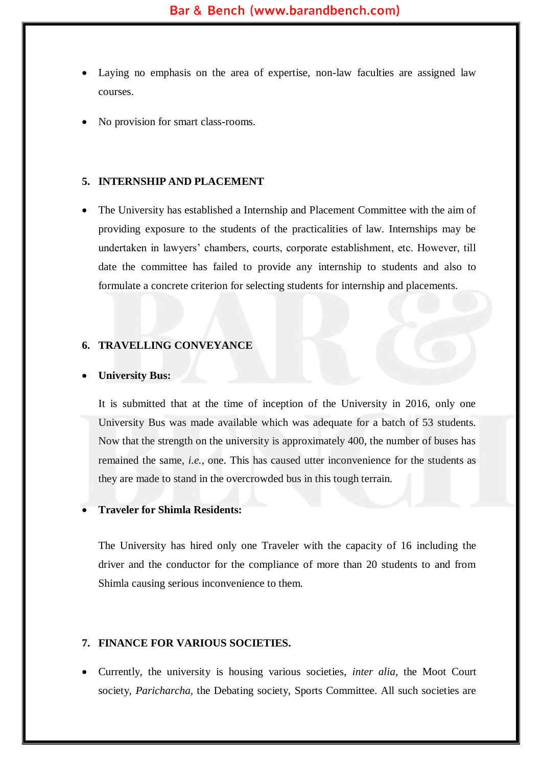- Laying no emphasis on the area of expertise, non-law faculties are assigned law courses.

- No provision for smart class-rooms.

## 5. INTERNSHIP AND PLACEMENT

- The University has established a Internship and Placement Committee with the aim of providing exposure to the students of the practicalities of law. Internships may be undertaken in lawyers' chambers, courts, corporate establishment, etc. However, till date the committee has failed to provide any internship to students and also to formulate a concrete criterion for selecting students for internship and placements.

## 6. TRAVELLING CONVEYANCE

- **University Bus:**

  It is submitted that at the time of inception of the University in 2016, only one University Bus was made available which was adequate for a batch of 53 students. Now that the strength on the university is approximately 400, the number of buses has remained the same, *i.e.*, one. This has caused utter inconvenience for the students as they are made to stand in the overcrowded bus in this tough terrain.

- **Traveler for Shimla Residents:**

  The University has hired only one Traveler with the capacity of 16 including the driver and the conductor for the compliance of more than 20 students to and from Shimla causing serious inconvenience to them.

## 7. FINANCE FOR VARIOUS SOCIETIES.

- Currently, the university is housing various societies, *inter alia*, the Moot Court society, *Paricharcha*, the Debating society, Sports Committee. All such societies are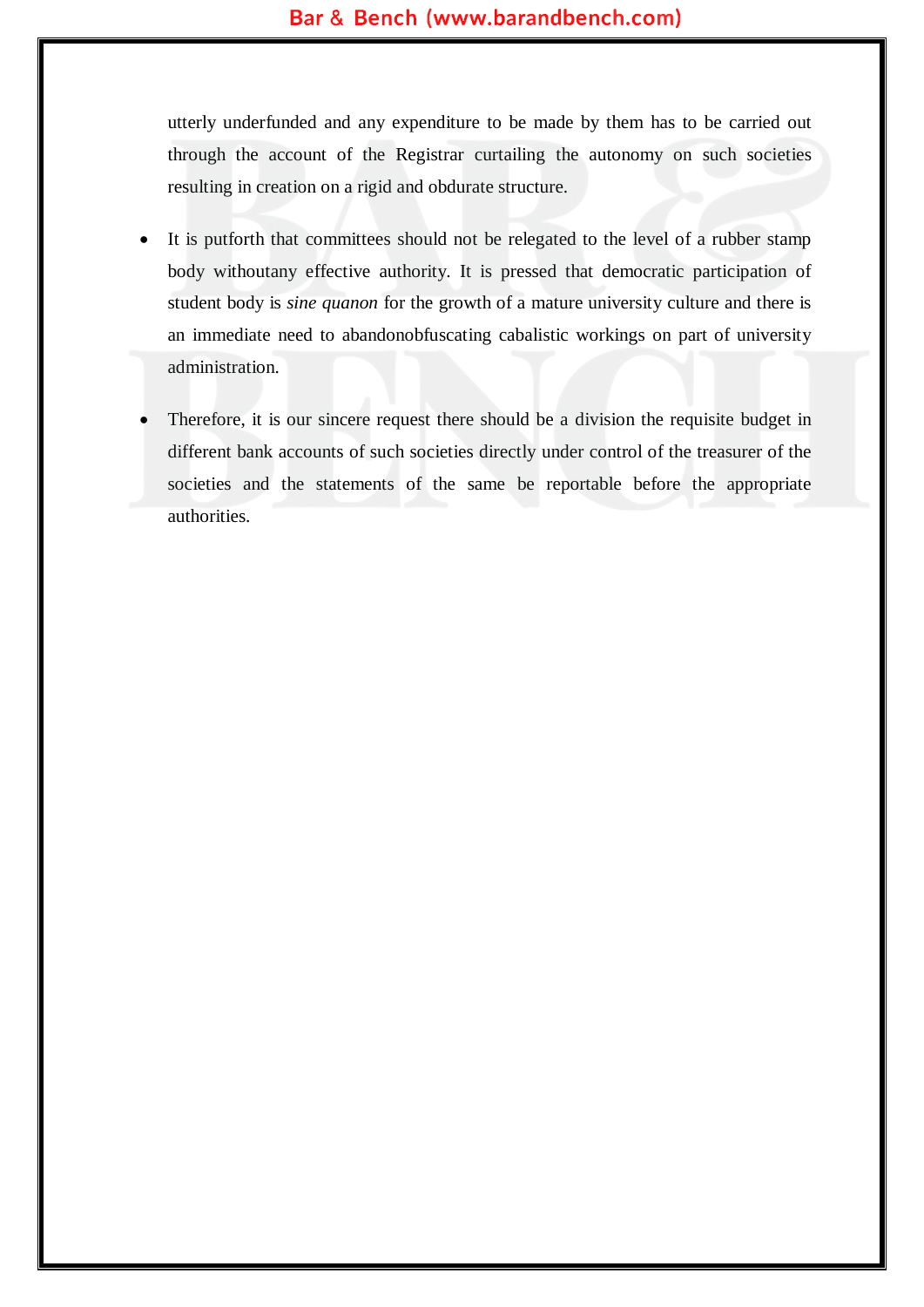utterly underfunded and any expenditure to be made by them has to be carried out through the account of the Registrar curtailing the autonomy on such societies resulting in creation on a rigid and obdurate structure.

- It is putforth that committees should not be relegated to the level of a rubber stamp body withoutany effective authority. It is pressed that democratic participation of student body is *sine quanon* for the growth of a mature university culture and there is an immediate need to abandonobfuscating cabalistic workings on part of university administration.

- Therefore, it is our sincere request there should be a division the requisite budget in different bank accounts of such societies directly under control of the treasurer of the societies and the statements of the same be reportable before the appropriate authorities.